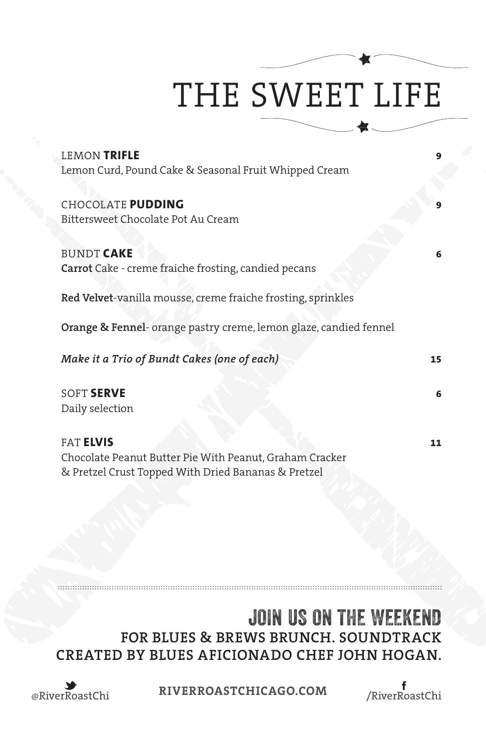# THE SWEET LIFE

LEMON **TRIFLE** **9**
Lemon Curd, Pound Cake & Seasonal Fruit Whipped Cream

CHOCOLATE **PUDDING** **9**
Bittersweet Chocolate Pot Au Cream

BUNDT **CAKE** **6**
**Carrot** Cake - creme fraiche frosting, candied pecans

**Red Velvet**-vanilla mousse, creme fraiche frosting, sprinkles

**Orange & Fennel**- orange pastry creme, lemon glaze, candied fennel

***Make it a Trio of Bundt Cakes (one of each)*** **15**

SOFT **SERVE** **6**
Daily selection

FAT **ELVIS** **11**
Chocolate Peanut Butter Pie With Peanut, Graham Cracker & Pretzel Crust Topped With Dried Bananas & Pretzel

## JOIN US ON THE WEEKEND

**FOR BLUES & BREWS BRUNCH. SOUNDTRACK CREATED BY BLUES AFICIONADO CHEF JOHN HOGAN.**

@RiverRoastChi **RIVERROASTCHICAGO.COM** /RiverRoastChi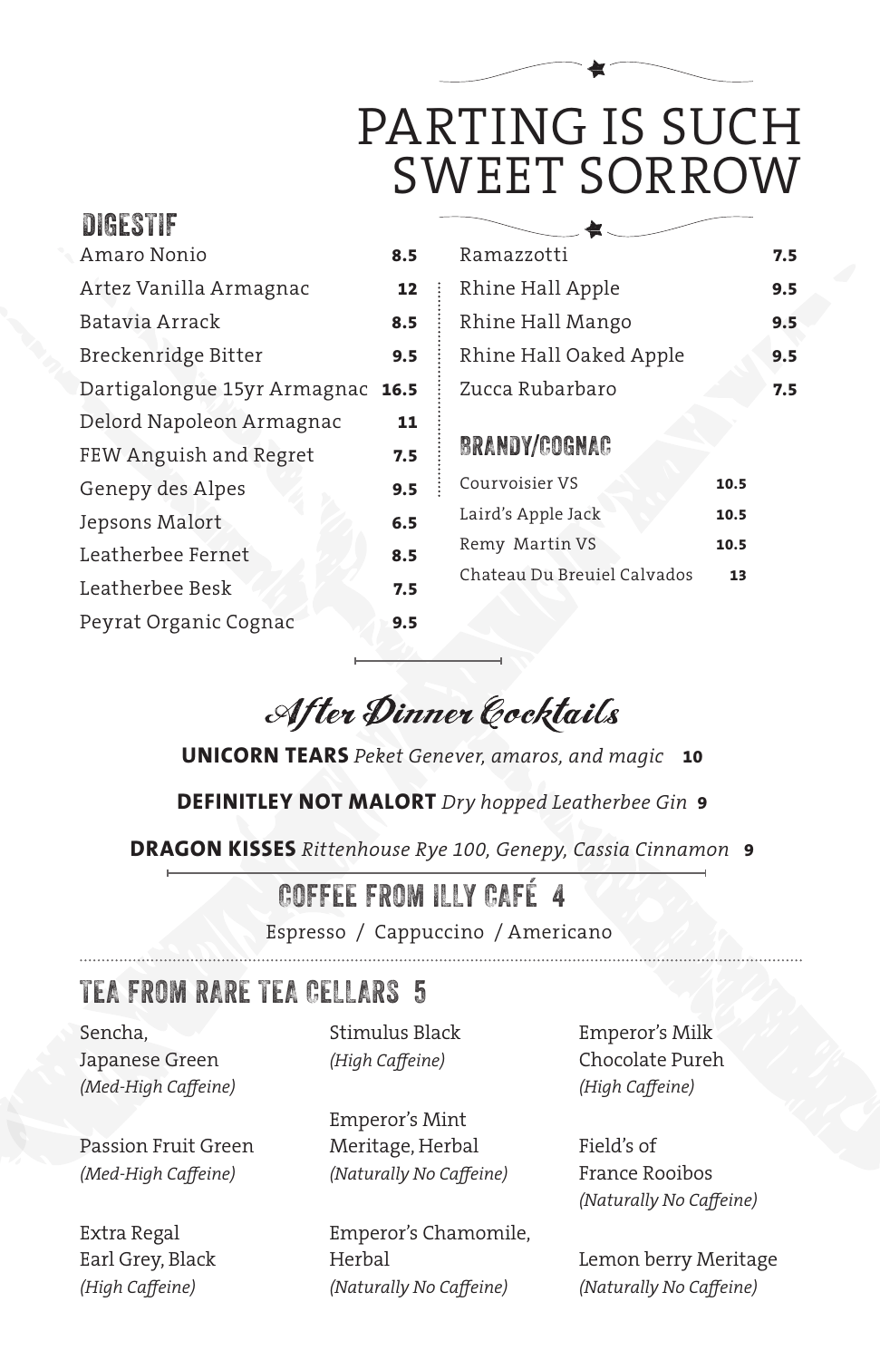# PARTING IS SUCH SWEET SORROW

## DIGESTIF

| | |
|---|---|
| Amaro Nonio | 8.5 |
| Artez Vanilla Armagnac | 12 |
| Batavia Arrack | 8.5 |
| Breckenridge Bitter | 9.5 |
| Dartigalongue 15yr Armagnac | 16.5 |
| Delord Napoleon Armagnac | 11 |
| FEW Anguish and Regret | 7.5 |
| Genepy des Alpes | 9.5 |
| Jepsons Malort | 6.5 |
| Leatherbee Fernet | 8.5 |
| Leatherbee Besk | 7.5 |
| Peyrat Organic Cognac | 9.5 |
| Ramazzotti | 7.5 |
| Rhine Hall Apple | 9.5 |
| Rhine Hall Mango | 9.5 |
| Rhine Hall Oaked Apple | 9.5 |
| Zucca Rubarbaro | 7.5 |

## BRANDY/COGNAC

| | |
|---|---|
| Courvoisier VS | 10.5 |
| Laird's Apple Jack | 10.5 |
| Remy Martin VS | 10.5 |
| Chateau Du Breuiel Calvados | 13 |

## After Dinner Cocktails

**UNICORN TEARS** *Peket Genever, amaros, and magic* **10**

**DEFINITLEY NOT MALORT** *Dry hopped Leatherbee Gin* **9**

**DRAGON KISSES** *Rittenhouse Rye 100, Genepy, Cassia Cinnamon* **9**

## COFFEE FROM ILLY CAFÉ 4

Espresso / Cappuccino / Americano

## TEA FROM RARE TEA CELLARS 5

Sencha, Japanese Green *(Med-High Caffeine)*

Passion Fruit Green *(Med-High Caffeine)*

Extra Regal Earl Grey, Black *(High Caffeine)*

Stimulus Black *(High Caffeine)*

Emperor's Mint Meritage, Herbal *(Naturally No Caffeine)*

Emperor's Chamomile, Herbal *(Naturally No Caffeine)*

Emperor's Milk Chocolate Pureh *(High Caffeine)*

Field's of France Rooibos *(Naturally No Caffeine)*

Lemon berry Meritage *(Naturally No Caffeine)*